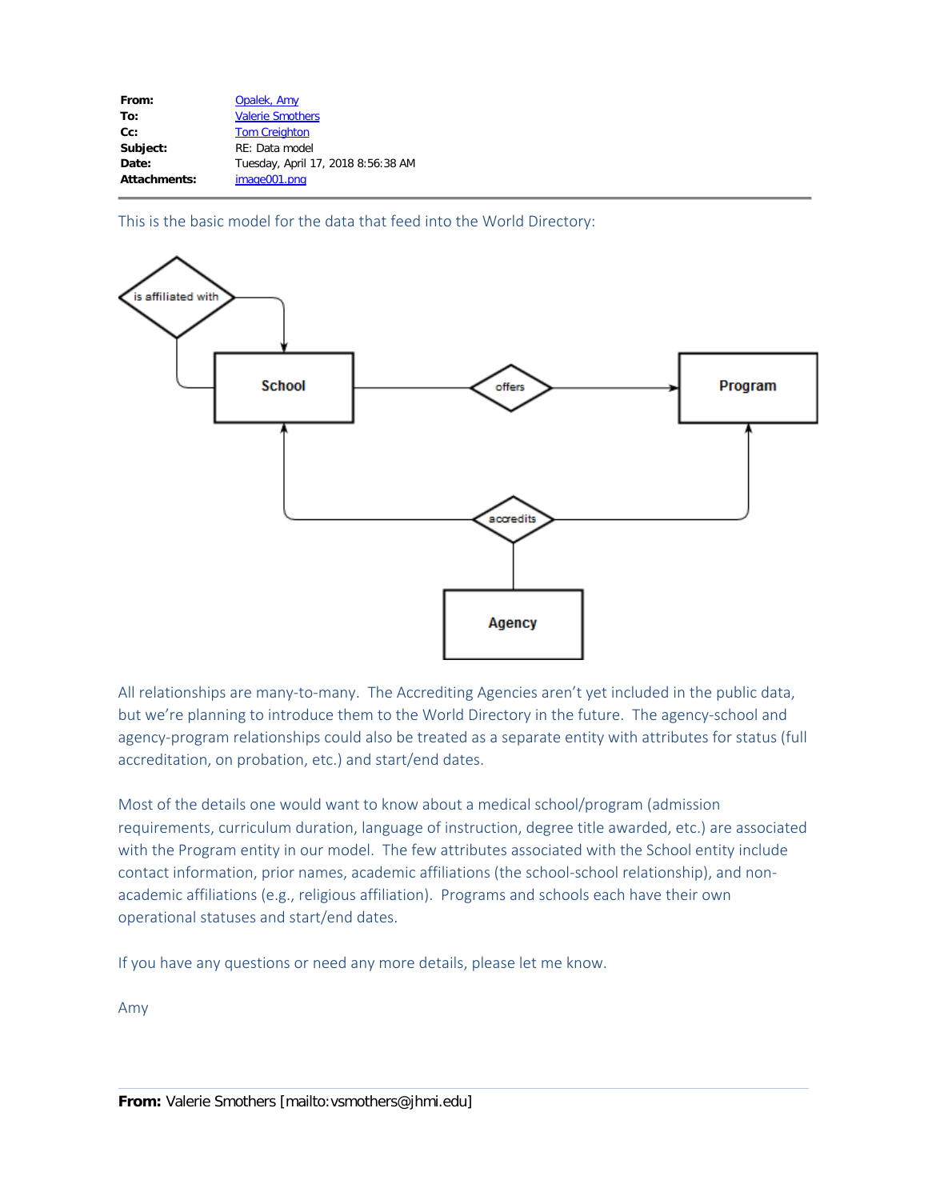| | |
|---|---|
| **From:** | Opalek, Amy |
| **To:** | Valerie Smothers |
| **Cc:** | Tom Creighton |
| **Subject:** | RE: Data model |
| **Date:** | Tuesday, April 17, 2018 8:56:38 AM |
| **Attachments:** | image001.png |

This is the basic model for the data that feed into the World Directory:

is affiliated with

School

offers

Program

accredits

Agency

All relationships are many-to-many. The Accrediting Agencies aren't yet included in the public data, but we're planning to introduce them to the World Directory in the future. The agency-school and agency-program relationships could also be treated as a separate entity with attributes for status (full accreditation, on probation, etc.) and start/end dates.

Most of the details one would want to know about a medical school/program (admission requirements, curriculum duration, language of instruction, degree title awarded, etc.) are associated with the Program entity in our model. The few attributes associated with the School entity include contact information, prior names, academic affiliations (the school-school relationship), and non-academic affiliations (e.g., religious affiliation). Programs and schools each have their own operational statuses and start/end dates.

If you have any questions or need any more details, please let me know.

Amy

---

**From:** Valerie Smothers [mailto:vsmothers@jhmi.edu]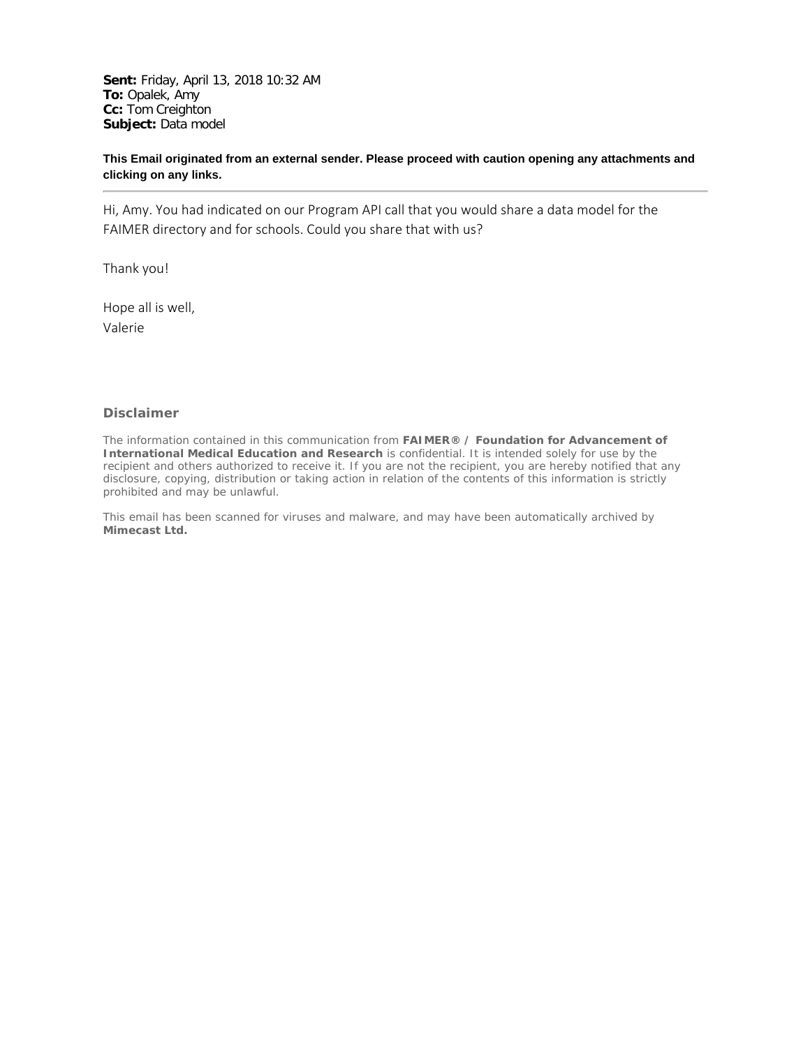**Sent:** Friday, April 13, 2018 10:32 AM
**To:** Opalek, Amy
**Cc:** Tom Creighton
**Subject:** Data model

**This Email originated from an external sender. Please proceed with caution opening any attachments and clicking on any links.**

---

Hi, Amy. You had indicated on our Program API call that you would share a data model for the FAIMER directory and for schools. Could you share that with us?

Thank you!

Hope all is well,
Valerie

**Disclaimer**

The information contained in this communication from **FAIMER® / Foundation for Advancement of International Medical Education and Research** is confidential. It is intended solely for use by the recipient and others authorized to receive it. If you are not the recipient, you are hereby notified that any disclosure, copying, distribution or taking action in relation of the contents of this information is strictly prohibited and may be unlawful.

This email has been scanned for viruses and malware, and may have been automatically archived by **Mimecast Ltd.**